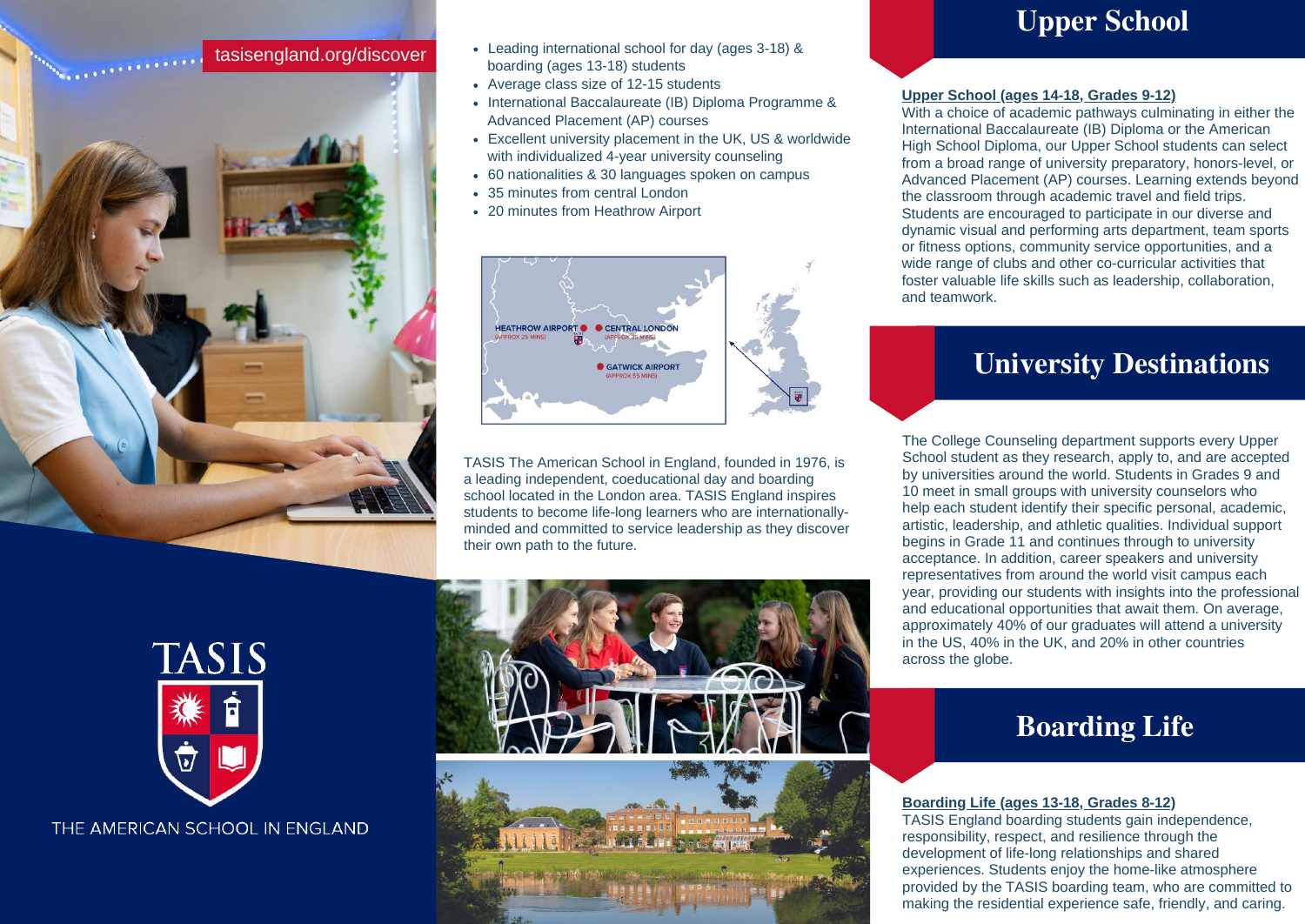tasisengland.org/discover

TASIS

THE AMERICAN SCHOOL IN ENGLAND

- Leading international school for day (ages 3-18) & boarding (ages 13-18) students
- Average class size of 12-15 students
- International Baccalaureate (IB) Diploma Programme & Advanced Placement (AP) courses
- Excellent university placement in the UK, US & worldwide with individualized 4-year university counseling
- 60 nationalities & 30 languages spoken on campus
- 35 minutes from central London
- 20 minutes from Heathrow Airport

HEATHROW AIRPORT (APPROX 25 MINS)
CENTRAL LONDON (APPROX 35 MINS)
GATWICK AIRPORT (APPROX 55 MINS)

TASIS The American School in England, founded in 1976, is a leading independent, coeducational day and boarding school located in the London area. TASIS England inspires students to become life-long learners who are internationally-minded and committed to service leadership as they discover their own path to the future.

# Upper School

**Upper School (ages 14-18, Grades 9-12)**

With a choice of academic pathways culminating in either the International Baccalaureate (IB) Diploma or the American High School Diploma, our Upper School students can select from a broad range of university preparatory, honors-level, or Advanced Placement (AP) courses. Learning extends beyond the classroom through academic travel and field trips. Students are encouraged to participate in our diverse and dynamic visual and performing arts department, team sports or fitness options, community service opportunities, and a wide range of clubs and other co-curricular activities that foster valuable life skills such as leadership, collaboration, and teamwork.

# University Destinations

The College Counseling department supports every Upper School student as they research, apply to, and are accepted by universities around the world. Students in Grades 9 and 10 meet in small groups with university counselors who help each student identify their specific personal, academic, artistic, leadership, and athletic qualities. Individual support begins in Grade 11 and continues through to university acceptance. In addition, career speakers and university representatives from around the world visit campus each year, providing our students with insights into the professional and educational opportunities that await them. On average, approximately 40% of our graduates will attend a university in the US, 40% in the UK, and 20% in other countries across the globe.

# Boarding Life

**Boarding Life (ages 13-18, Grades 8-12)**

TASIS England boarding students gain independence, responsibility, respect, and resilience through the development of life-long relationships and shared experiences. Students enjoy the home-like atmosphere provided by the TASIS boarding team, who are committed to making the residential experience safe, friendly, and caring.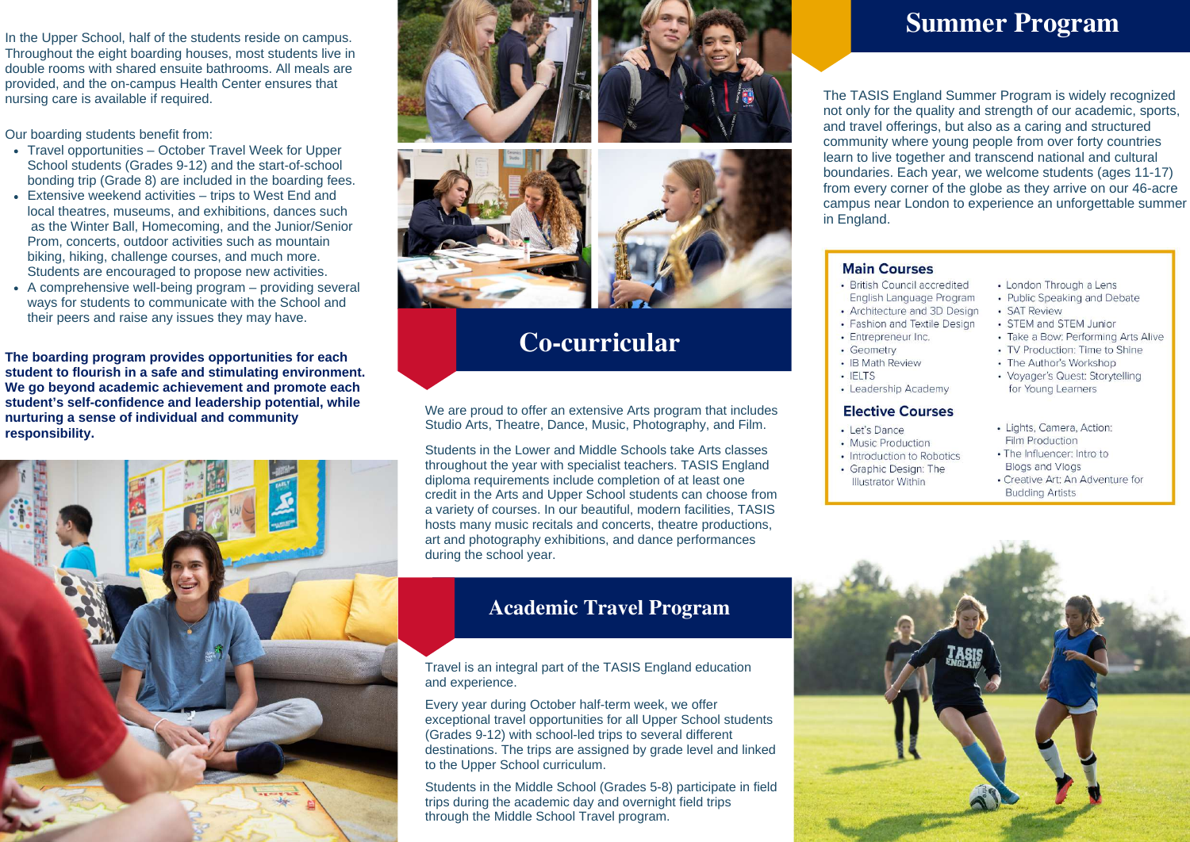In the Upper School, half of the students reside on campus. Throughout the eight boarding houses, most students live in double rooms with shared ensuite bathrooms. All meals are provided, and the on-campus Health Center ensures that nursing care is available if required.

Our boarding students benefit from:

- Travel opportunities – October Travel Week for Upper School students (Grades 9-12) and the start-of-school bonding trip (Grade 8) are included in the boarding fees.
- Extensive weekend activities – trips to West End and local theatres, museums, and exhibitions, dances such as the Winter Ball, Homecoming, and the Junior/Senior Prom, concerts, outdoor activities such as mountain biking, hiking, challenge courses, and much more. Students are encouraged to propose new activities.
- A comprehensive well-being program – providing several ways for students to communicate with the School and their peers and raise any issues they may have.

**The boarding program provides opportunities for each student to flourish in a safe and stimulating environment. We go beyond academic achievement and promote each student's self-confidence and leadership potential, while nurturing a sense of individual and community responsibility.**

## Co-curricular

We are proud to offer an extensive Arts program that includes Studio Arts, Theatre, Dance, Music, Photography, and Film.

Students in the Lower and Middle Schools take Arts classes throughout the year with specialist teachers. TASIS England diploma requirements include completion of at least one credit in the Arts and Upper School students can choose from a variety of courses. In our beautiful, modern facilities, TASIS hosts many music recitals and concerts, theatre productions, art and photography exhibitions, and dance performances during the school year.

## Academic Travel Program

Travel is an integral part of the TASIS England education and experience.

Every year during October half-term week, we offer exceptional travel opportunities for all Upper School students (Grades 9-12) with school-led trips to several different destinations. The trips are assigned by grade level and linked to the Upper School curriculum.

Students in the Middle School (Grades 5-8) participate in field trips during the academic day and overnight field trips through the Middle School Travel program.

## Summer Program

The TASIS England Summer Program is widely recognized not only for the quality and strength of our academic, sports, and travel offerings, but also as a caring and structured community where young people from over forty countries learn to live together and transcend national and cultural boundaries. Each year, we welcome students (ages 11-17) from every corner of the globe as they arrive on our 46-acre campus near London to experience an unforgettable summer in England.

### Main Courses

- British Council accredited English Language Program
- Architecture and 3D Design
- Fashion and Textile Design
- Entrepreneur Inc.
- Geometry
- IB Math Review
- IELTS
- Leadership Academy
- London Through a Lens
- Public Speaking and Debate
- SAT Review
- STEM and STEM Junior
- Take a Bow: Performing Arts Alive
- TV Production: Time to Shine
- The Author's Workshop
- Voyager's Quest: Storytelling for Young Learners

### Elective Courses

- Let's Dance
- Music Production
- Introduction to Robotics
- Graphic Design: The Illustrator Within
- Lights, Camera, Action: Film Production
- The Influencer: Intro to Blogs and Vlogs
- Creative Art: An Adventure for Budding Artists